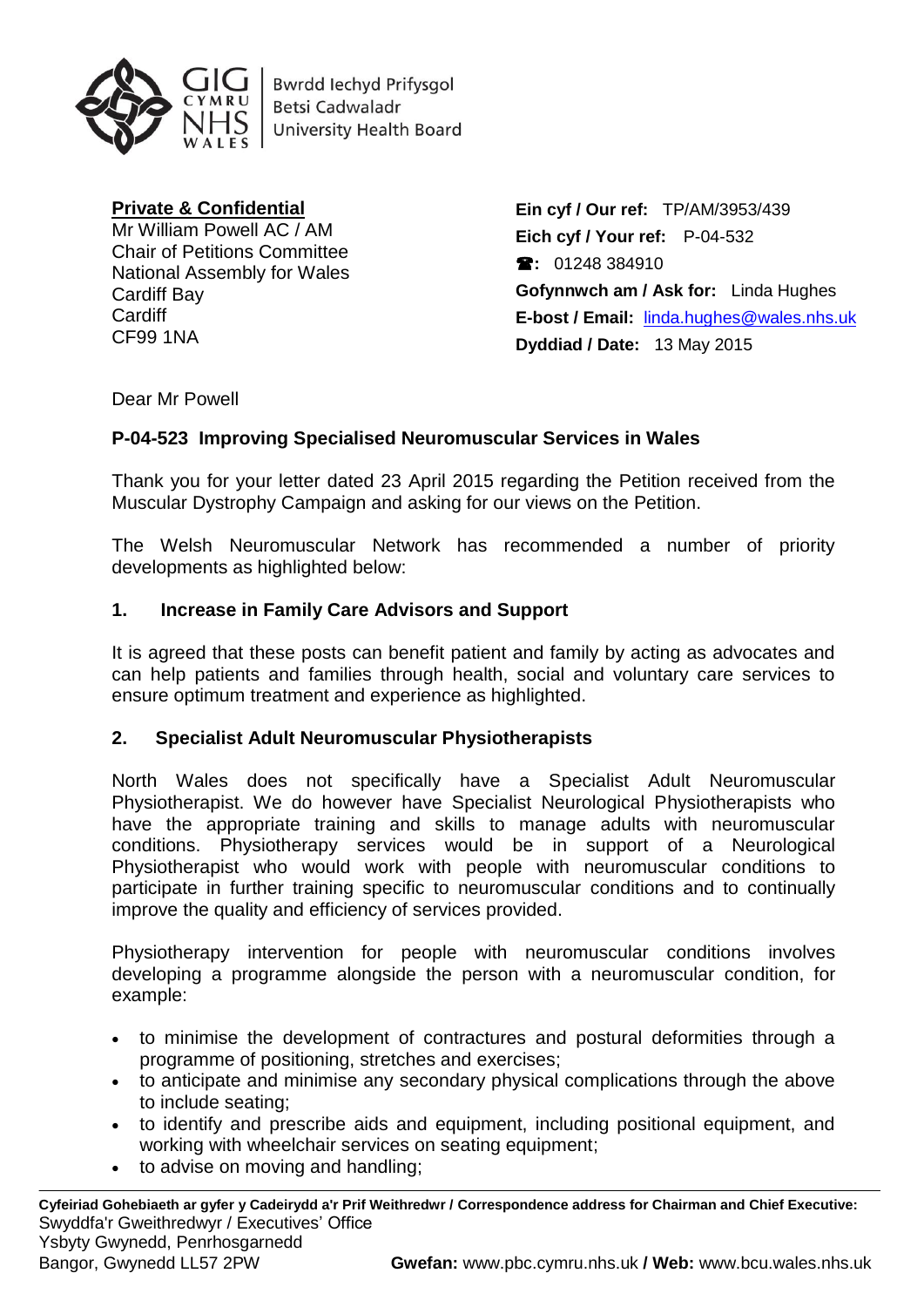Bwrdd Iechyd Prifysgol
Betsi Cadwaladr
University Health Board

**Private & Confidential**
Mr William Powell AC / AM
Chair of Petitions Committee
National Assembly for Wales
Cardiff Bay
Cardiff
CF99 1NA

**Ein cyf / Our ref:** TP/AM/3953/439
**Eich cyf / Your ref:** P-04-532
☎**:** 01248 384910
**Gofynnwch am / Ask for:** Linda Hughes
**E-bost / Email:** linda.hughes@wales.nhs.uk
**Dyddiad / Date:** 13 May 2015

Dear Mr Powell

**P-04-523 Improving Specialised Neuromuscular Services in Wales**

Thank you for your letter dated 23 April 2015 regarding the Petition received from the Muscular Dystrophy Campaign and asking for our views on the Petition.

The Welsh Neuromuscular Network has recommended a number of priority developments as highlighted below:

**1. Increase in Family Care Advisors and Support**

It is agreed that these posts can benefit patient and family by acting as advocates and can help patients and families through health, social and voluntary care services to ensure optimum treatment and experience as highlighted.

**2. Specialist Adult Neuromuscular Physiotherapists**

North Wales does not specifically have a Specialist Adult Neuromuscular Physiotherapist. We do however have Specialist Neurological Physiotherapists who have the appropriate training and skills to manage adults with neuromuscular conditions. Physiotherapy services would be in support of a Neurological Physiotherapist who would work with people with neuromuscular conditions to participate in further training specific to neuromuscular conditions and to continually improve the quality and efficiency of services provided.

Physiotherapy intervention for people with neuromuscular conditions involves developing a programme alongside the person with a neuromuscular condition, for example:

- to minimise the development of contractures and postural deformities through a programme of positioning, stretches and exercises;
- to anticipate and minimise any secondary physical complications through the above to include seating;
- to identify and prescribe aids and equipment, including positional equipment, and working with wheelchair services on seating equipment;
- to advise on moving and handling;

**Cyfeiriad Gohebiaeth ar gyfer y Cadeirydd a'r Prif Weithredwr / Correspondence address for Chairman and Chief Executive:**
Swyddfa'r Gweithredwyr / Executives' Office
Ysbyty Gwynedd, Penrhosgarnedd
Bangor, Gwynedd LL57 2PW **Gwefan:** www.pbc.cymru.nhs.uk **/ Web:** www.bcu.wales.nhs.uk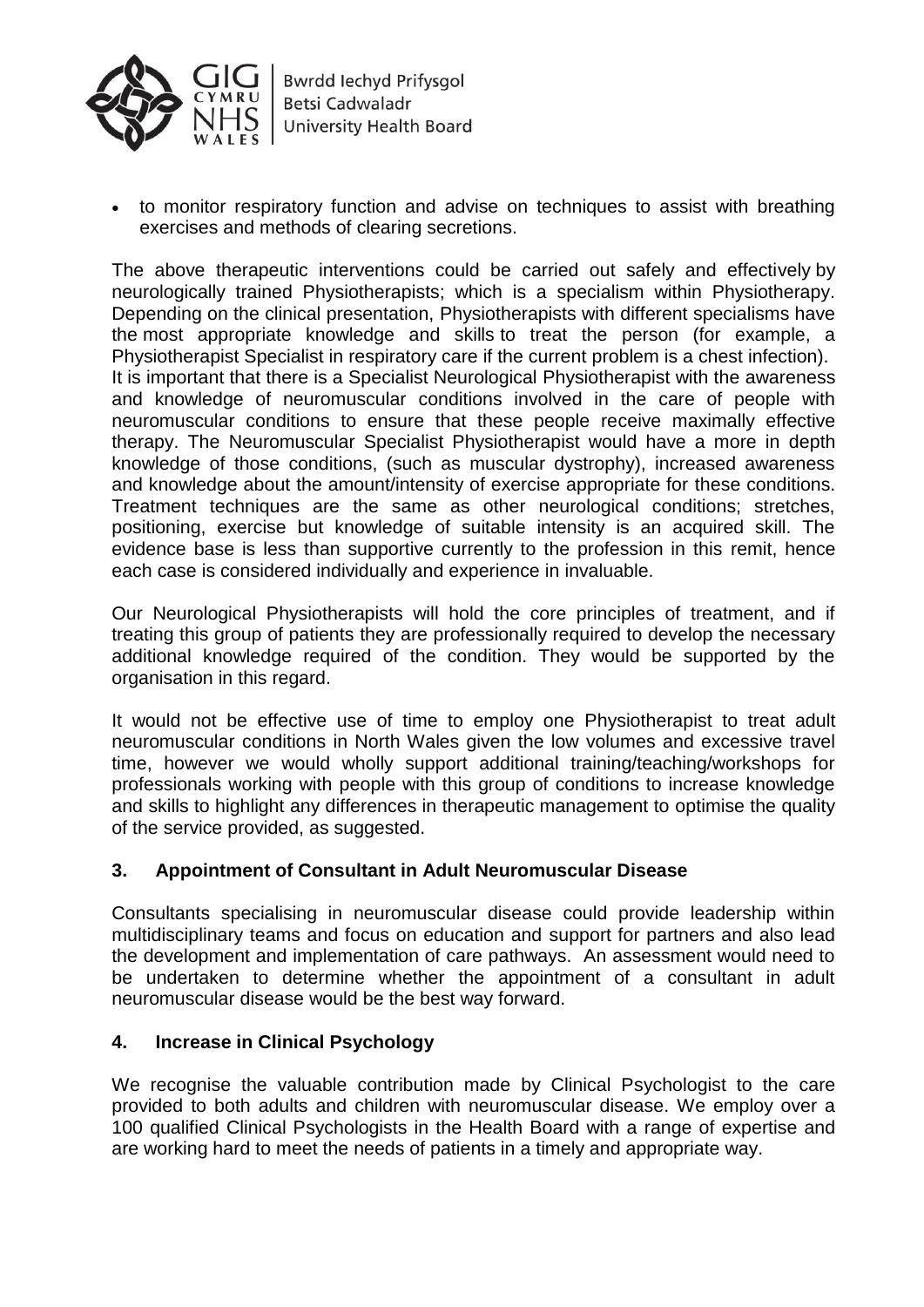- to monitor respiratory function and advise on techniques to assist with breathing exercises and methods of clearing secretions.

The above therapeutic interventions could be carried out safely and effectively by neurologically trained Physiotherapists; which is a specialism within Physiotherapy. Depending on the clinical presentation, Physiotherapists with different specialisms have the most appropriate knowledge and skills to treat the person (for example, a Physiotherapist Specialist in respiratory care if the current problem is a chest infection). It is important that there is a Specialist Neurological Physiotherapist with the awareness and knowledge of neuromuscular conditions involved in the care of people with neuromuscular conditions to ensure that these people receive maximally effective therapy. The Neuromuscular Specialist Physiotherapist would have a more in depth knowledge of those conditions, (such as muscular dystrophy), increased awareness and knowledge about the amount/intensity of exercise appropriate for these conditions. Treatment techniques are the same as other neurological conditions; stretches, positioning, exercise but knowledge of suitable intensity is an acquired skill. The evidence base is less than supportive currently to the profession in this remit, hence each case is considered individually and experience in invaluable.

Our Neurological Physiotherapists will hold the core principles of treatment, and if treating this group of patients they are professionally required to develop the necessary additional knowledge required of the condition. They would be supported by the organisation in this regard.

It would not be effective use of time to employ one Physiotherapist to treat adult neuromuscular conditions in North Wales given the low volumes and excessive travel time, however we would wholly support additional training/teaching/workshops for professionals working with people with this group of conditions to increase knowledge and skills to highlight any differences in therapeutic management to optimise the quality of the service provided, as suggested.

### 3. Appointment of Consultant in Adult Neuromuscular Disease

Consultants specialising in neuromuscular disease could provide leadership within multidisciplinary teams and focus on education and support for partners and also lead the development and implementation of care pathways. An assessment would need to be undertaken to determine whether the appointment of a consultant in adult neuromuscular disease would be the best way forward.

### 4. Increase in Clinical Psychology

We recognise the valuable contribution made by Clinical Psychologist to the care provided to both adults and children with neuromuscular disease. We employ over a 100 qualified Clinical Psychologists in the Health Board with a range of expertise and are working hard to meet the needs of patients in a timely and appropriate way.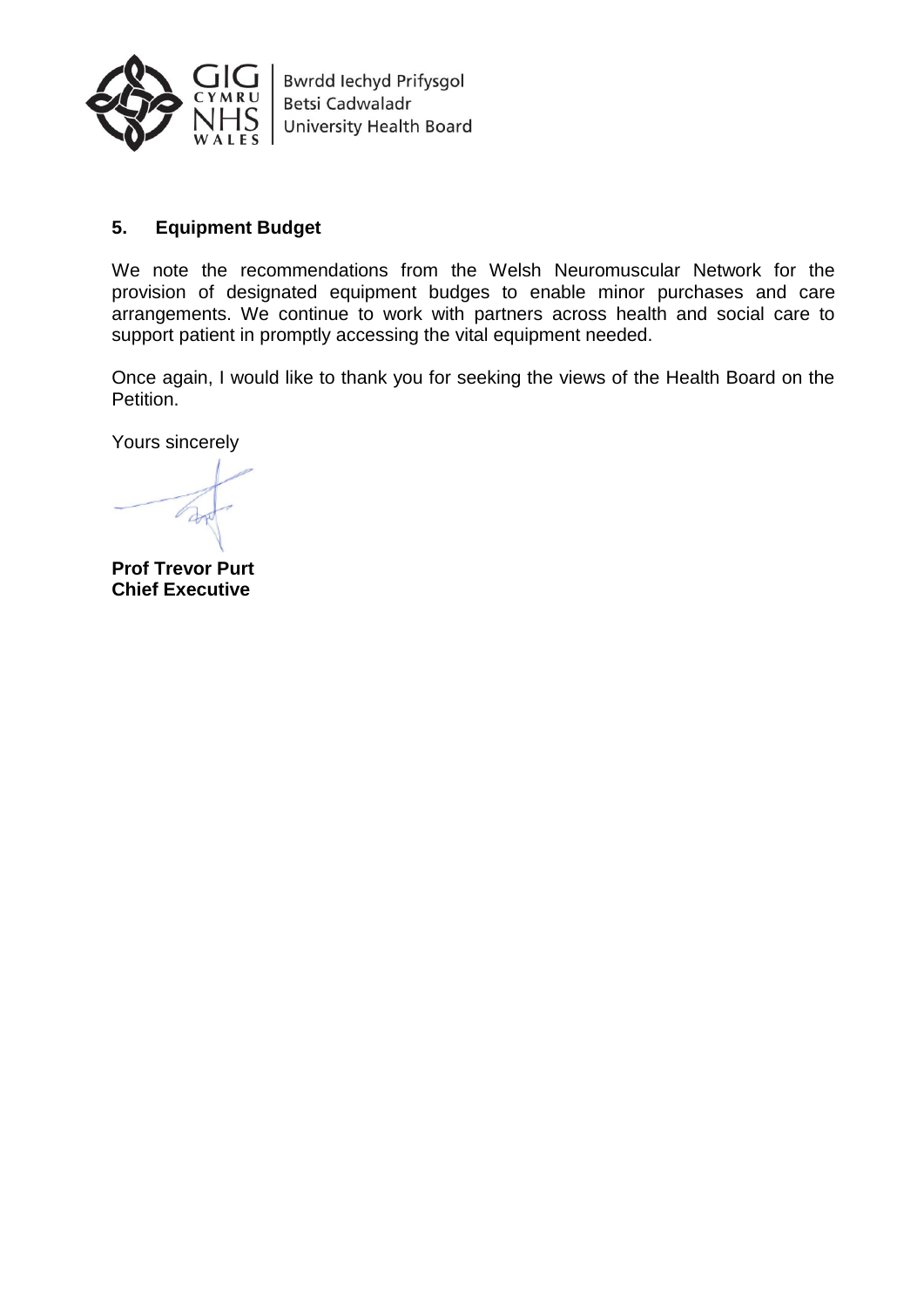## 5. Equipment Budget

We note the recommendations from the Welsh Neuromuscular Network for the provision of designated equipment budges to enable minor purchases and care arrangements. We continue to work with partners across health and social care to support patient in promptly accessing the vital equipment needed.

Once again, I would like to thank you for seeking the views of the Health Board on the Petition.

Yours sincerely

**Prof Trevor Purt**
**Chief Executive**